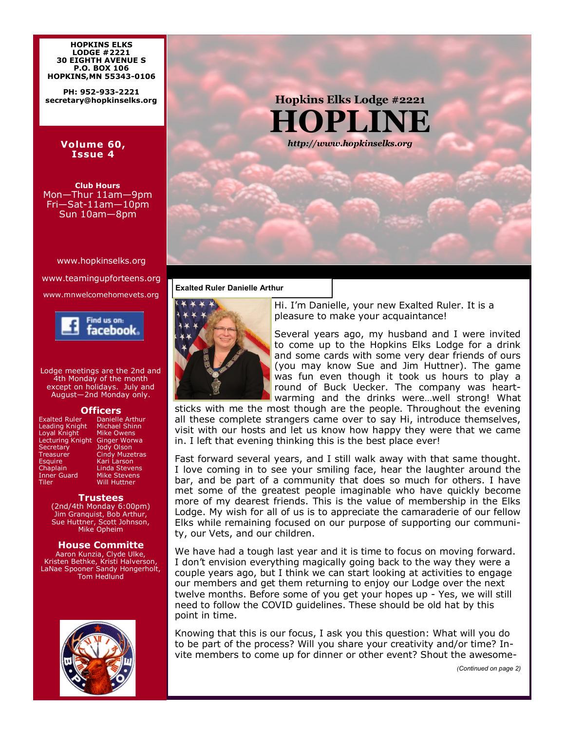**HOPKINS ELKS LODGE #2221**
**30 EIGHTH AVENUE S**
**P.O. BOX 106**
**HOPKINS,MN 55343-0106**

**PH: 952-933-2221**
**secretary@hopkinselks.org**

**Volume 60, Issue 4**

**Club Hours**
Mon—Thur 11am—9pm
Fri—Sat-11am—10pm
Sun 10am—8pm

www.hopkinselks.org

www.teamingupforteens.org

www.mnwelcomehomevets.org

Find us on: facebook

Lodge meetings are the 2nd and 4th Monday of the month except on holidays. July and August—2nd Monday only.

## Officers

| | |
|---|---|
| Exalted Ruler | Danielle Arthur |
| Leading Knight | Michael Shinn |
| Loyal Knight | Mike Owens |
| Lecturing Knight | Ginger Worwa |
| Secretary | Jody Olson |
| Treasurer | Cindy Muzetras |
| Esquire | Kari Larson |
| Chaplain | Linda Stevens |
| Inner Guard | Mike Stevens |
| Tiler | Will Huttner |

## Trustees

(2nd/4th Monday 6:00pm)
Jim Granquist, Bob Arthur, Sue Huttner, Scott Johnson, Mike Opheim

## House Committe

Aaron Kunzia, Clyde Ulke, Kristen Bethke, Kristi Halverson, LaNae Spooner Sandy Hongerholt, Tom Hedlund

# Hopkins Elks Lodge #2221
# HOPLINE

*http://www.hopkinselks.org*

### Exalted Ruler Danielle Arthur

Hi. I'm Danielle, your new Exalted Ruler. It is a pleasure to make your acquaintance!

Several years ago, my husband and I were invited to come up to the Hopkins Elks Lodge for a drink and some cards with some very dear friends of ours (you may know Sue and Jim Huttner). The game was fun even though it took us hours to play a round of Buck Uecker. The company was heart-warming and the drinks were…well strong! What sticks with me the most though are the people. Throughout the evening all these complete strangers came over to say Hi, introduce themselves, visit with our hosts and let us know how happy they were that we came in. I left that evening thinking this is the best place ever!

Fast forward several years, and I still walk away with that same thought. I love coming in to see your smiling face, hear the laughter around the bar, and be part of a community that does so much for others. I have met some of the greatest people imaginable who have quickly become more of my dearest friends. This is the value of membership in the Elks Lodge. My wish for all of us is to appreciate the camaraderie of our fellow Elks while remaining focused on our purpose of supporting our community, our Vets, and our children.

We have had a tough last year and it is time to focus on moving forward. I don't envision everything magically going back to the way they were a couple years ago, but I think we can start looking at activities to engage our members and get them returning to enjoy our Lodge over the next twelve months. Before some of you get your hopes up - Yes, we will still need to follow the COVID guidelines. These should be old hat by this point in time.

Knowing that this is our focus, I ask you this question: What will you do to be part of the process? Will you share your creativity and/or time? Invite members to come up for dinner or other event? Shout the awesome-

*(Continued on page 2)*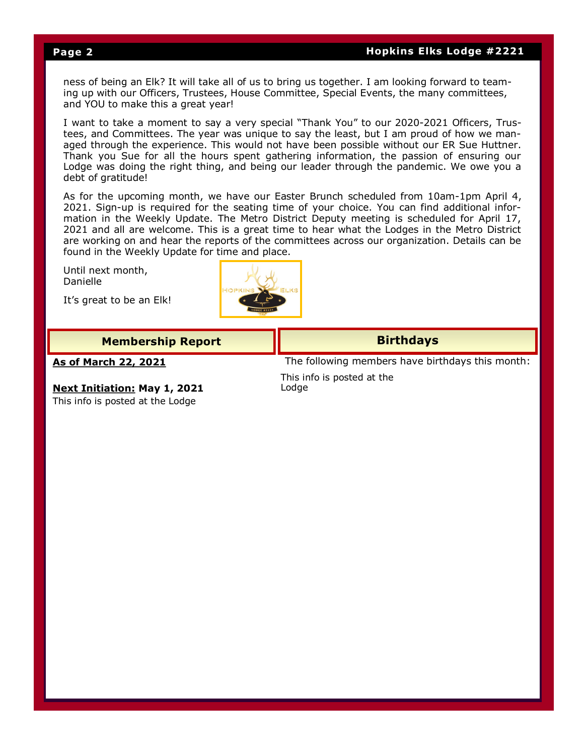ness of being an Elk? It will take all of us to bring us together. I am looking forward to teaming up with our Officers, Trustees, House Committee, Special Events, the many committees, and YOU to make this a great year!

I want to take a moment to say a very special "Thank You" to our 2020-2021 Officers, Trustees, and Committees. The year was unique to say the least, but I am proud of how we managed through the experience. This would not have been possible without our ER Sue Huttner. Thank you Sue for all the hours spent gathering information, the passion of ensuring our Lodge was doing the right thing, and being our leader through the pandemic. We owe you a debt of gratitude!

As for the upcoming month, we have our Easter Brunch scheduled from 10am-1pm April 4, 2021. Sign-up is required for the seating time of your choice. You can find additional information in the Weekly Update. The Metro District Deputy meeting is scheduled for April 17, 2021 and all are welcome. This is a great time to hear what the Lodges in the Metro District are working on and hear the reports of the committees across our organization. Details can be found in the Weekly Update for time and place.

Until next month,
Danielle

It's great to be an Elk!

## Membership Report

**As of March 22, 2021**

**Next Initiation: May 1, 2021**
This info is posted at the Lodge

## Birthdays

The following members have birthdays this month:

This info is posted at the Lodge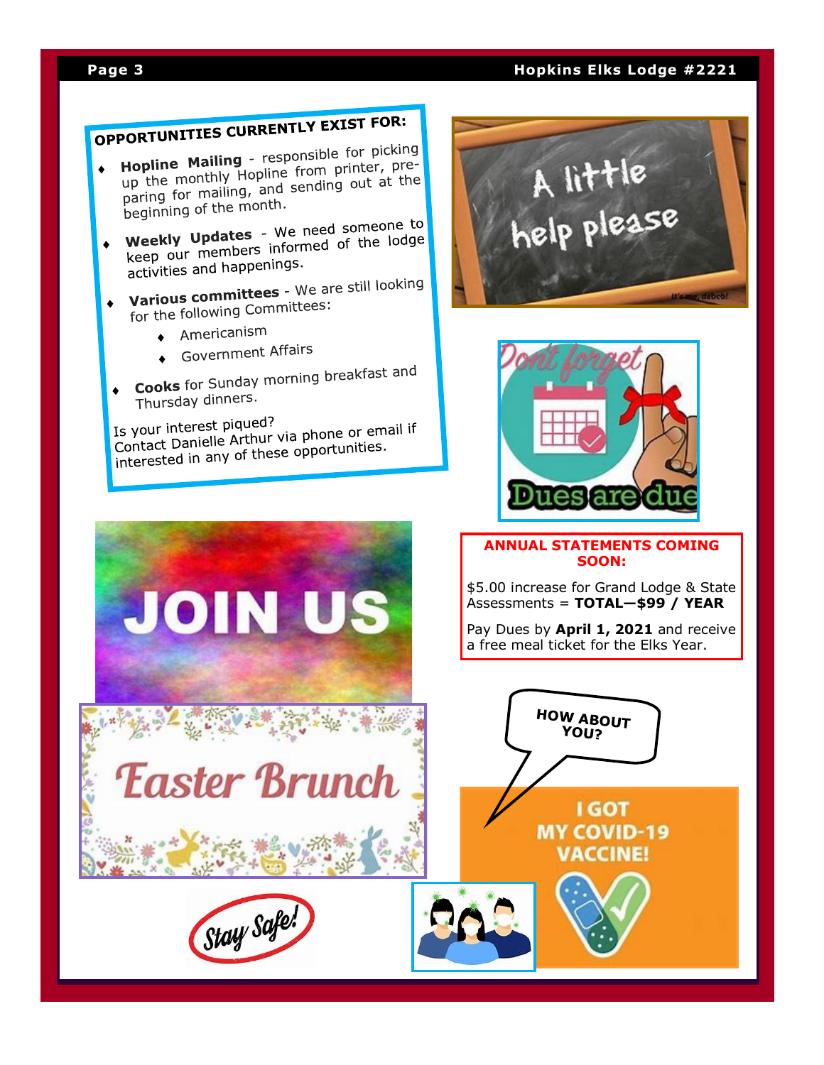## OPPORTUNITIES CURRENTLY EXIST FOR:

- **Hopline Mailing** - responsible for picking up the monthly Hopline from printer, preparing for mailing, and sending out at the beginning of the month.
- **Weekly Updates** - We need someone to keep our members informed of the lodge activities and happenings.
- **Various committees** - We are still looking for the following Committees:
  - Americanism
  - Government Affairs
- **Cooks** for Sunday morning breakfast and Thursday dinners.

Is your interest piqued?
Contact Danielle Arthur via phone or email if interested in any of these opportunities.

A little help please

Dont forget

Dues are due

## ANNUAL STATEMENTS COMING SOON:

$5.00 increase for Grand Lodge & State Assessments = **TOTAL—$99 / YEAR**

Pay Dues by **April 1, 2021** and receive a free meal ticket for the Elks Year.

JOIN US

Easter Brunch

HOW ABOUT YOU?

I GOT MY COVID-19 VACCINE!

Stay Safe!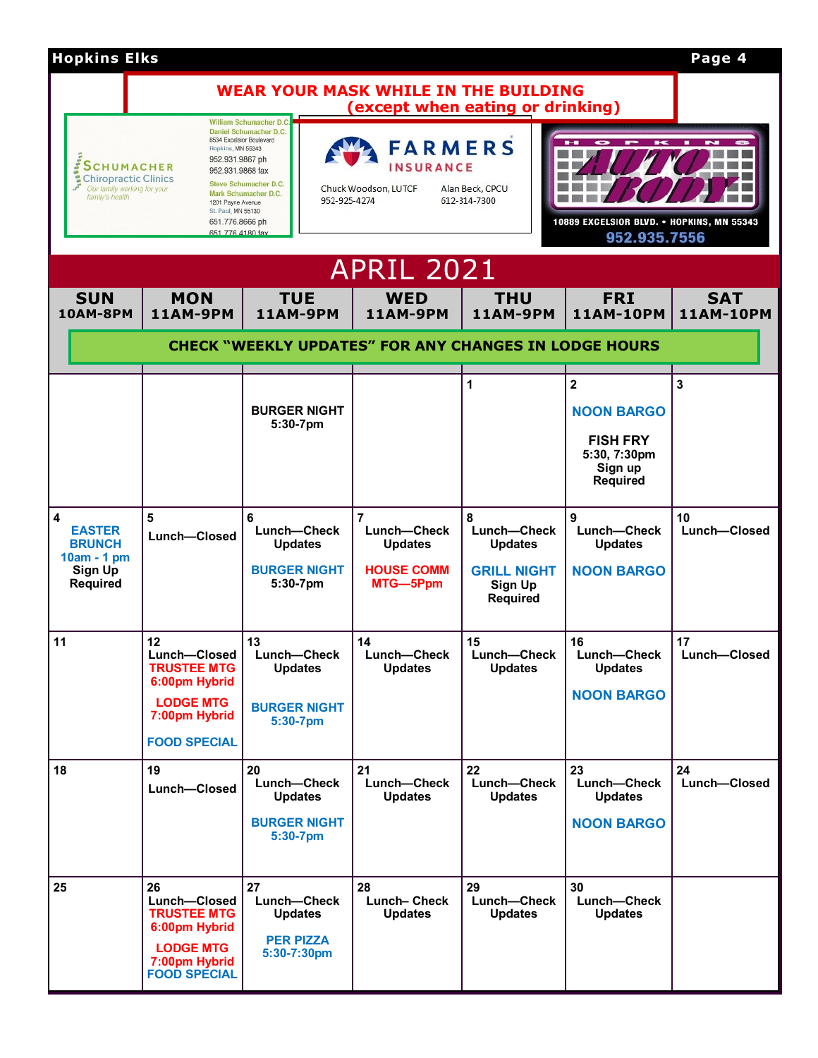**WEAR YOUR MASK WHILE IN THE BUILDING (except when eating or drinking)**

SCHUMACHER Chiropractic Clinics
*Our family working for your family's health*

William Schumacher D.C.
Daniel Schumacher D.C.
8534 Excelsior Boulevard
Hopkins, MN 55343
952.931.9867 ph
952.931.9868 fax

Steve Schumacher D.C.
Mark Schumacher D.C.
1201 Payne Avenue
St. Paul, MN 55130
651.776.8666 ph
651.776.4180 fax

FARMERS INSURANCE
Chuck Woodson, LUTCF 952-925-4274
Alan Beck, CPCU 612-314-7300

HOPKINS AUTO BODY
10889 EXCELSIOR BLVD. • HOPKINS, MN 55343
952.935.7556

# APRIL 2021

**CHECK "WEEKLY UPDATES" FOR ANY CHANGES IN LODGE HOURS**

| SUN 10AM-8PM | MON 11AM-9PM | TUE 11AM-9PM | WED 11AM-9PM | THU 11AM-9PM | FRI 11AM-10PM | SAT 11AM-10PM |
|---|---|---|---|---|---|---|
| | | BURGER NIGHT 5:30-7pm | | 1 | 2 NOON BARGO FISH FRY 5:30, 7:30pm Sign up Required | 3 |
| 4 EASTER BRUNCH 10am - 1 pm Sign Up Required | 5 Lunch—Closed | 6 Lunch—Check Updates BURGER NIGHT 5:30-7pm | 7 Lunch—Check Updates HOUSE COMM MTG—5Ppm | 8 Lunch—Check Updates GRILL NIGHT Sign Up Required | 9 Lunch—Check Updates NOON BARGO | 10 Lunch—Closed |
| 11 | 12 Lunch—Closed TRUSTEE MTG 6:00pm Hybrid LODGE MTG 7:00pm Hybrid FOOD SPECIAL | 13 Lunch—Check Updates BURGER NIGHT 5:30-7pm | 14 Lunch—Check Updates | 15 Lunch—Check Updates | 16 Lunch—Check Updates NOON BARGO | 17 Lunch—Closed |
| 18 | 19 Lunch—Closed | 20 Lunch—Check Updates BURGER NIGHT 5:30-7pm | 21 Lunch—Check Updates | 22 Lunch—Check Updates | 23 Lunch—Check Updates NOON BARGO | 24 Lunch—Closed |
| 25 | 26 Lunch—Closed TRUSTEE MTG 6:00pm Hybrid LODGE MTG 7:00pm Hybrid FOOD SPECIAL | 27 Lunch—Check Updates PER PIZZA 5:30-7:30pm | 28 Lunch– Check Updates | 29 Lunch—Check Updates | 30 Lunch—Check Updates | |